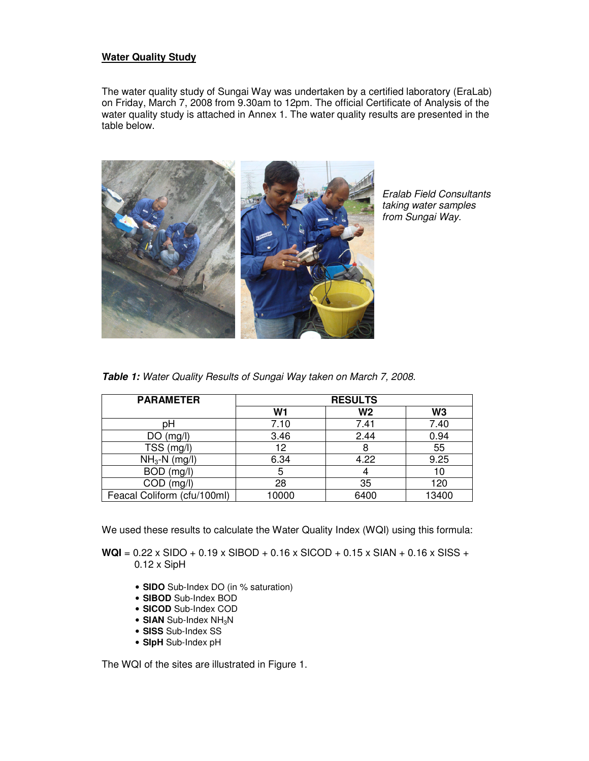**Water Quality Study**

The water quality study of Sungai Way was undertaken by a certified laboratory (EraLab) on Friday, March 7, 2008 from 9.30am to 12pm. The official Certificate of Analysis of the water quality study is attached in Annex 1. The water quality results are presented in the table below.

*Eralab Field Consultants taking water samples from Sungai Way.*

***Table 1:*** *Water Quality Results of Sungai Way taken on March 7, 2008.*

| PARAMETER | RESULTS | | |
|---|---|---|---|
| | W1 | W2 | W3 |
| pH | 7.10 | 7.41 | 7.40 |
| DO (mg/l) | 3.46 | 2.44 | 0.94 |
| TSS (mg/l) | 12 | 8 | 55 |
| $NH_3$-N (mg/l) | 6.34 | 4.22 | 9.25 |
| BOD (mg/l) | 5 | 4 | 10 |
| COD (mg/l) | 28 | 35 | 120 |
| Feacal Coliform (cfu/100ml) | 10000 | 6400 | 13400 |

We used these results to calculate the Water Quality Index (WQI) using this formula:

**WQI** = 0.22 x SIDO + 0.19 x SIBOD + 0.16 x SICOD + 0.15 x SIAN + 0.16 x SISS + 0.12 x SIpH

- **SIDO** Sub-Index DO (in % saturation)
- **SIBOD** Sub-Index BOD
- **SICOD** Sub-Index COD
- **SIAN** Sub-Index $NH_3N$
- **SISS** Sub-Index SS
- **SIpH** Sub-Index pH

The WQI of the sites are illustrated in Figure 1.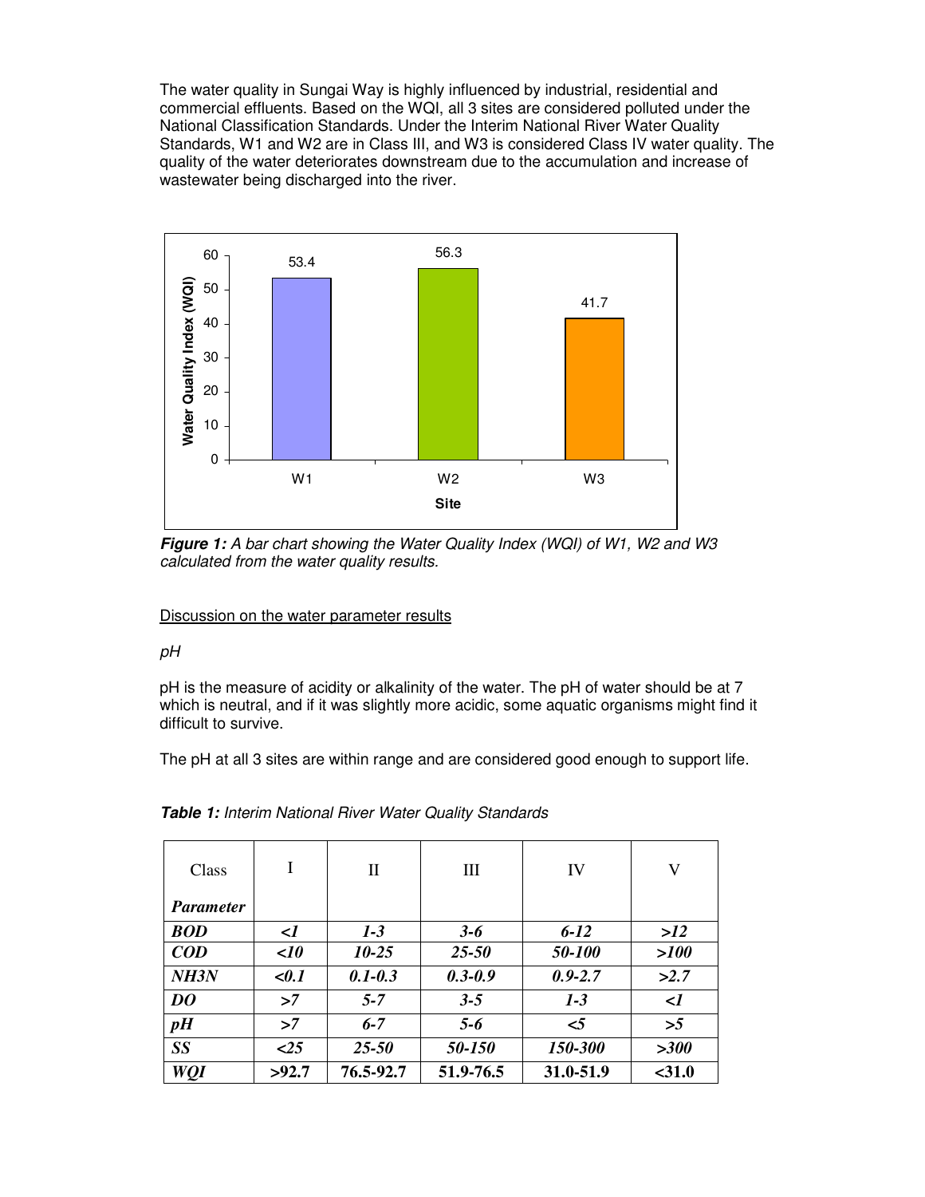The water quality in Sungai Way is highly influenced by industrial, residential and commercial effluents. Based on the WQI, all 3 sites are considered polluted under the National Classification Standards. Under the Interim National River Water Quality Standards, W1 and W2 are in Class III, and W3 is considered Class IV water quality. The quality of the water deteriorates downstream due to the accumulation and increase of wastewater being discharged into the river.

***Figure 1:*** *A bar chart showing the Water Quality Index (WQI) of W1, W2 and W3 calculated from the water quality results.*

<u>Discussion on the water parameter results</u>

*pH*

pH is the measure of acidity or alkalinity of the water. The pH of water should be at 7 which is neutral, and if it was slightly more acidic, some aquatic organisms might find it difficult to survive.

The pH at all 3 sites are within range and are considered good enough to support life.

***Table 1:*** *Interim National River Water Quality Standards*

| Class / ***Parameter*** | I | II | III | IV | V |
|---|---|---|---|---|---|
| ***BOD*** | ***<1*** | ***1-3*** | ***3-6*** | ***6-12*** | ***>12*** |
| ***COD*** | ***<10*** | ***10-25*** | ***25-50*** | ***50-100*** | ***>100*** |
| ***NH3N*** | ***<0.1*** | ***0.1-0.3*** | ***0.3-0.9*** | ***0.9-2.7*** | ***>2.7*** |
| ***DO*** | ***>7*** | ***5-7*** | ***3-5*** | ***1-3*** | ***<1*** |
| ***pH*** | ***>7*** | ***6-7*** | ***5-6*** | ***<5*** | ***>5*** |
| ***SS*** | ***<25*** | ***25-50*** | ***50-150*** | ***150-300*** | ***>300*** |
| ***WQI*** | **>92.7** | **76.5-92.7** | **51.9-76.5** | **31.0-51.9** | **<31.0** |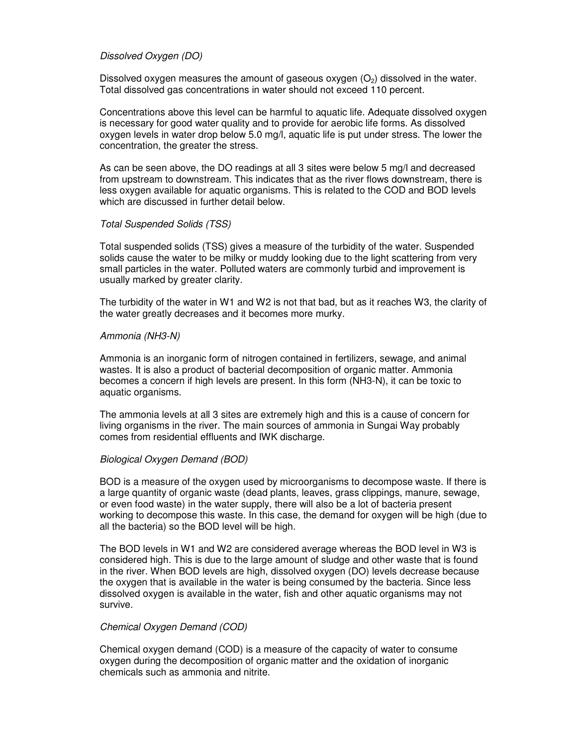*Dissolved Oxygen (DO)*

Dissolved oxygen measures the amount of gaseous oxygen ($O_2$) dissolved in the water. Total dissolved gas concentrations in water should not exceed 110 percent.

Concentrations above this level can be harmful to aquatic life. Adequate dissolved oxygen is necessary for good water quality and to provide for aerobic life forms. As dissolved oxygen levels in water drop below 5.0 mg/l, aquatic life is put under stress. The lower the concentration, the greater the stress.

As can be seen above, the DO readings at all 3 sites were below 5 mg/l and decreased from upstream to downstream. This indicates that as the river flows downstream, there is less oxygen available for aquatic organisms. This is related to the COD and BOD levels which are discussed in further detail below.

*Total Suspended Solids (TSS)*

Total suspended solids (TSS) gives a measure of the turbidity of the water. Suspended solids cause the water to be milky or muddy looking due to the light scattering from very small particles in the water. Polluted waters are commonly turbid and improvement is usually marked by greater clarity.

The turbidity of the water in W1 and W2 is not that bad, but as it reaches W3, the clarity of the water greatly decreases and it becomes more murky.

*Ammonia (NH3-N)*

Ammonia is an inorganic form of nitrogen contained in fertilizers, sewage, and animal wastes. It is also a product of bacterial decomposition of organic matter. Ammonia becomes a concern if high levels are present. In this form (NH3-N), it can be toxic to aquatic organisms.

The ammonia levels at all 3 sites are extremely high and this is a cause of concern for living organisms in the river. The main sources of ammonia in Sungai Way probably comes from residential effluents and IWK discharge.

*Biological Oxygen Demand (BOD)*

BOD is a measure of the oxygen used by microorganisms to decompose waste. If there is a large quantity of organic waste (dead plants, leaves, grass clippings, manure, sewage, or even food waste) in the water supply, there will also be a lot of bacteria present working to decompose this waste. In this case, the demand for oxygen will be high (due to all the bacteria) so the BOD level will be high.

The BOD levels in W1 and W2 are considered average whereas the BOD level in W3 is considered high. This is due to the large amount of sludge and other waste that is found in the river. When BOD levels are high, dissolved oxygen (DO) levels decrease because the oxygen that is available in the water is being consumed by the bacteria. Since less dissolved oxygen is available in the water, fish and other aquatic organisms may not survive.

*Chemical Oxygen Demand (COD)*

Chemical oxygen demand (COD) is a measure of the capacity of water to consume oxygen during the decomposition of organic matter and the oxidation of inorganic chemicals such as ammonia and nitrite.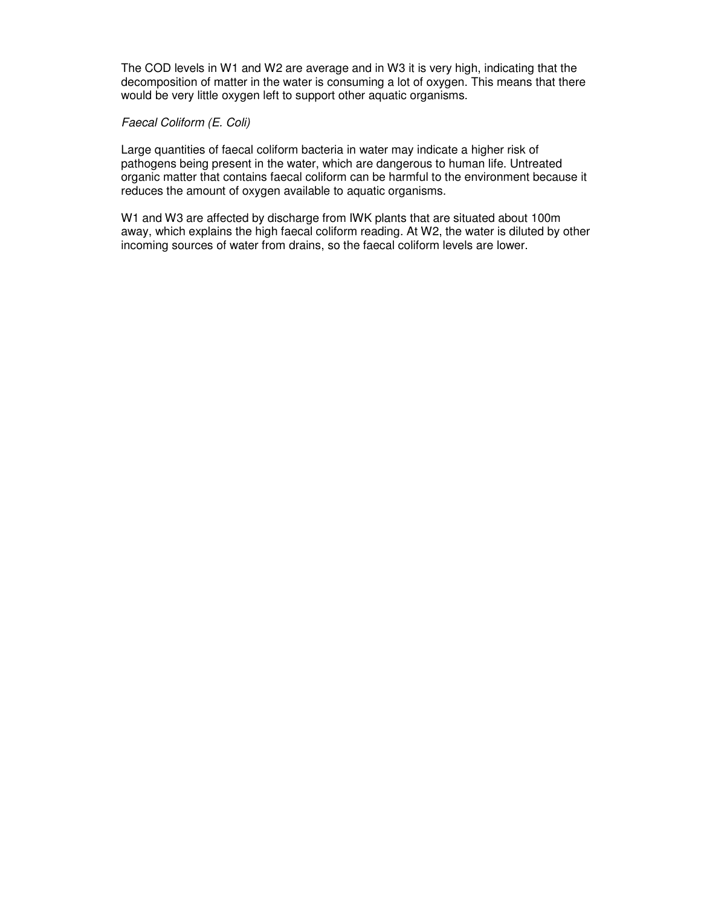The COD levels in W1 and W2 are average and in W3 it is very high, indicating that the decomposition of matter in the water is consuming a lot of oxygen. This means that there would be very little oxygen left to support other aquatic organisms.

*Faecal Coliform (E. Coli)*

Large quantities of faecal coliform bacteria in water may indicate a higher risk of pathogens being present in the water, which are dangerous to human life. Untreated organic matter that contains faecal coliform can be harmful to the environment because it reduces the amount of oxygen available to aquatic organisms.

W1 and W3 are affected by discharge from IWK plants that are situated about 100m away, which explains the high faecal coliform reading. At W2, the water is diluted by other incoming sources of water from drains, so the faecal coliform levels are lower.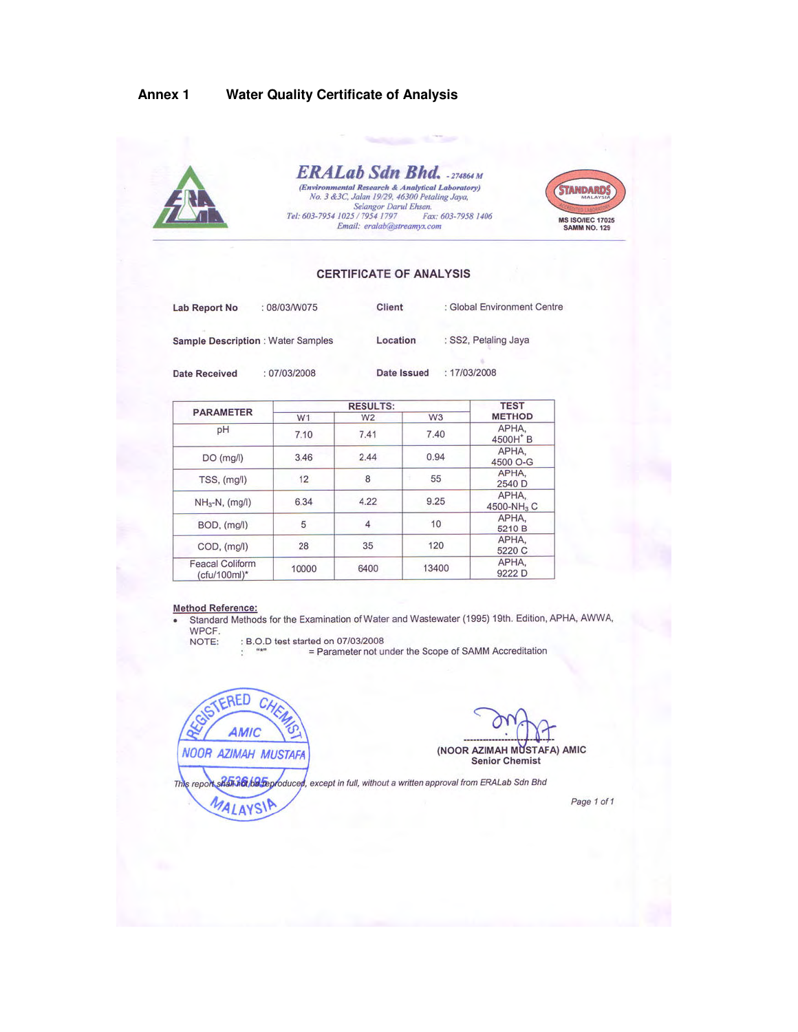# Annex 1 Water Quality Certificate of Analysis

**ERALab Sdn Bhd.** - 274864 M

*(Environmental Research & Analytical Laboratory)*
*No. 3 &3C, Jalan 19/29, 46300 Petaling Jaya,*
*Selangor Darul Ehsan.*
*Tel: 603-7954 1025 / 7954 1797 Fax: 603-7958 1406*
*Email: eralab@streamyx.com*

STANDARDS MALAYSIA
MS ISO/IEC 17025
SAMM NO. 129

## CERTIFICATE OF ANALYSIS

**Lab Report No** : 08/03/W075
**Client** : Global Environment Centre

**Sample Description** : Water Samples
**Location** : SS2, Petaling Jaya

**Date Received** : 07/03/2008
**Date Issued** : 17/03/2008

| PARAMETER | RESULTS: | | | TEST METHOD |
|---|---|---|---|---|
| | W1 | W2 | W3 | |
| pH | 7.10 | 7.41 | 7.40 | APHA, 4500H$^+$ B |
| DO (mg/l) | 3.46 | 2.44 | 0.94 | APHA, 4500 O-G |
| TSS, (mg/l) | 12 | 8 | 55 | APHA, 2540 D |
| $NH_3$-N, (mg/l) | 6.34 | 4.22 | 9.25 | APHA, 4500-$NH_3$ C |
| BOD, (mg/l) | 5 | 4 | 10 | APHA, 5210 B |
| COD, (mg/l) | 28 | 35 | 120 | APHA, 5220 C |
| Feacal Coliform (cfu/100ml)* | 10000 | 6400 | 13400 | APHA, 9222 D |

**Method Reference:**

- Standard Methods for the Examination of Water and Wastewater (1995) 19th. Edition, APHA, AWWA, WPCF.

NOTE: : B.O.D test started on 07/03/2008
: "*" = Parameter not under the Scope of SAMM Accreditation

REGISTERED CHEMIST AMIC NOOR AZIMAH MUSTAFA 2536/05 MALAYSIA

(NOOR AZIMAH MUSTAFA) AMIC
Senior Chemist

*This report shall not be reproduced, except in full, without a written approval from ERALab Sdn Bhd*